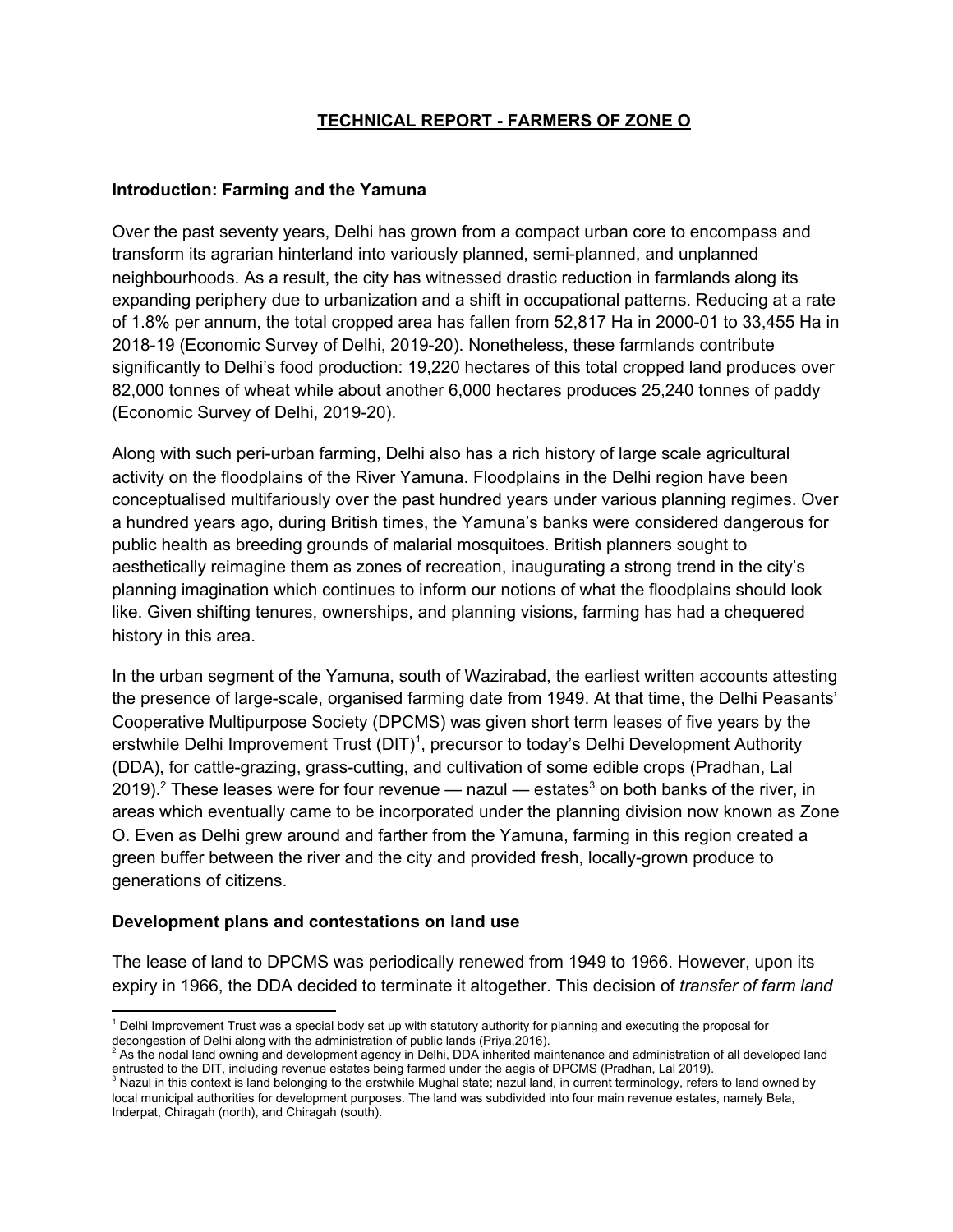# TECHNICAL REPORT - FARMERS OF ZONE O

## Introduction: Farming and the Yamuna

Over the past seventy years, Delhi has grown from a compact urban core to encompass and transform its agrarian hinterland into variously planned, semi-planned, and unplanned neighbourhoods. As a result, the city has witnessed drastic reduction in farmlands along its expanding periphery due to urbanization and a shift in occupational patterns. Reducing at a rate of 1.8% per annum, the total cropped area has fallen from 52,817 Ha in 2000-01 to 33,455 Ha in 2018-19 (Economic Survey of Delhi, 2019-20). Nonetheless, these farmlands contribute significantly to Delhi's food production: 19,220 hectares of this total cropped land produces over 82,000 tonnes of wheat while about another 6,000 hectares produces 25,240 tonnes of paddy (Economic Survey of Delhi, 2019-20).

Along with such peri-urban farming, Delhi also has a rich history of large scale agricultural activity on the floodplains of the River Yamuna. Floodplains in the Delhi region have been conceptualised multifariously over the past hundred years under various planning regimes. Over a hundred years ago, during British times, the Yamuna's banks were considered dangerous for public health as breeding grounds of malarial mosquitoes. British planners sought to aesthetically reimagine them as zones of recreation, inaugurating a strong trend in the city's planning imagination which continues to inform our notions of what the floodplains should look like. Given shifting tenures, ownerships, and planning visions, farming has had a chequered history in this area.

In the urban segment of the Yamuna, south of Wazirabad, the earliest written accounts attesting the presence of large-scale, organised farming date from 1949. At that time, the Delhi Peasants' Cooperative Multipurpose Society (DPCMS) was given short term leases of five years by the erstwhile Delhi Improvement Trust (DIT)[1], precursor to today's Delhi Development Authority (DDA), for cattle-grazing, grass-cutting, and cultivation of some edible crops (Pradhan, Lal 2019).[2] These leases were for four revenue — nazul — estates[3] on both banks of the river, in areas which eventually came to be incorporated under the planning division now known as Zone O. Even as Delhi grew around and farther from the Yamuna, farming in this region created a green buffer between the river and the city and provided fresh, locally-grown produce to generations of citizens.

## Development plans and contestations on land use

The lease of land to DPCMS was periodically renewed from 1949 to 1966. However, upon its expiry in 1966, the DDA decided to terminate it altogether. This decision of *transfer of farm land*

---

[1] Delhi Improvement Trust was a special body set up with statutory authority for planning and executing the proposal for decongestion of Delhi along with the administration of public lands (Priya,2016).

[2] As the nodal land owning and development agency in Delhi, DDA inherited maintenance and administration of all developed land entrusted to the DIT, including revenue estates being farmed under the aegis of DPCMS (Pradhan, Lal 2019).

[3] Nazul in this context is land belonging to the erstwhile Mughal state; nazul land, in current terminology, refers to land owned by local municipal authorities for development purposes. The land was subdivided into four main revenue estates, namely Bela, Inderpat, Chiragah (north), and Chiragah (south).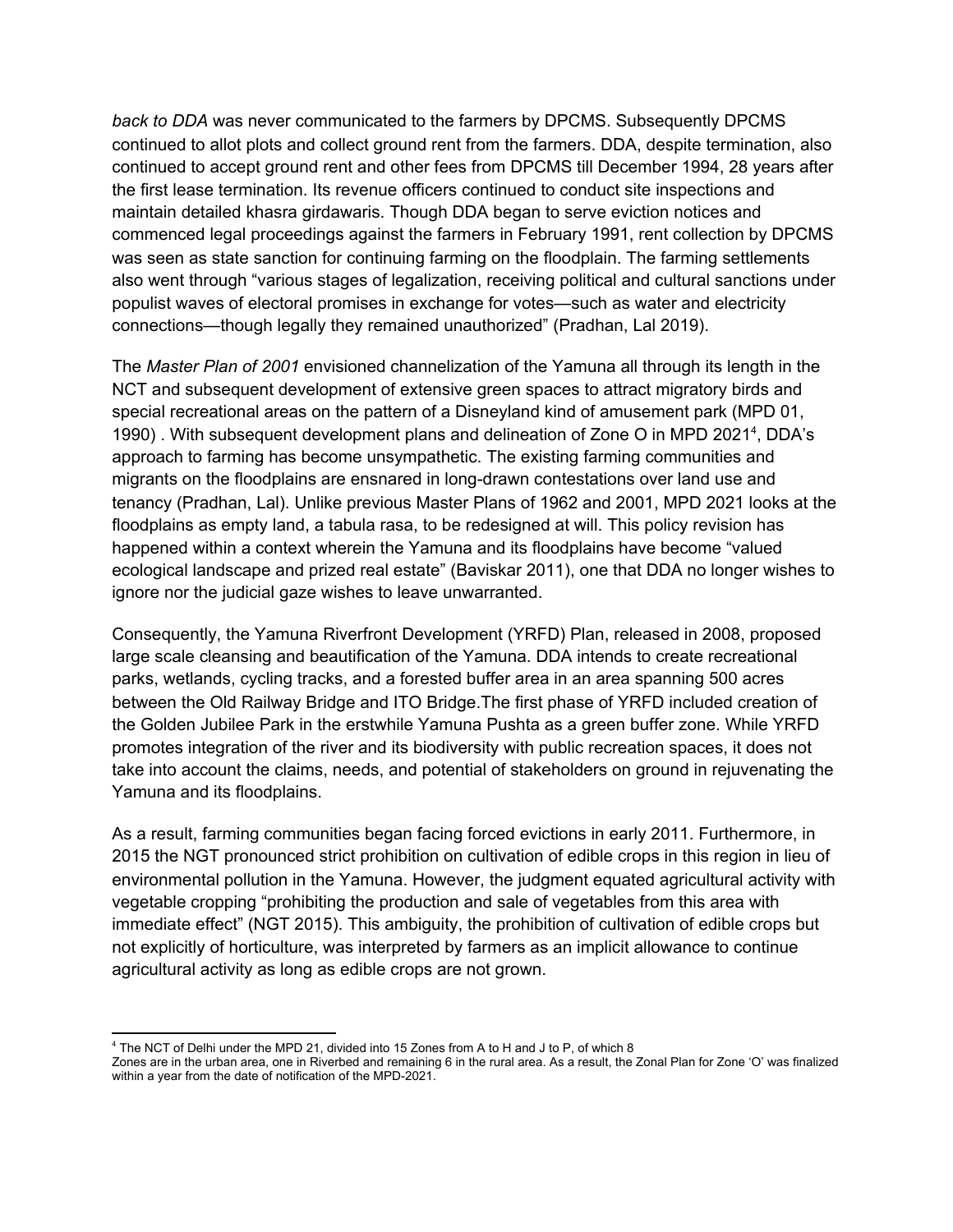*back to DDA* was never communicated to the farmers by DPCMS. Subsequently DPCMS continued to allot plots and collect ground rent from the farmers. DDA, despite termination, also continued to accept ground rent and other fees from DPCMS till December 1994, 28 years after the first lease termination. Its revenue officers continued to conduct site inspections and maintain detailed khasra girdawaris. Though DDA began to serve eviction notices and commenced legal proceedings against the farmers in February 1991, rent collection by DPCMS was seen as state sanction for continuing farming on the floodplain. The farming settlements also went through "various stages of legalization, receiving political and cultural sanctions under populist waves of electoral promises in exchange for votes—such as water and electricity connections—though legally they remained unauthorized" (Pradhan, Lal 2019).

The *Master Plan of 2001* envisioned channelization of the Yamuna all through its length in the NCT and subsequent development of extensive green spaces to attract migratory birds and special recreational areas on the pattern of a Disneyland kind of amusement park (MPD 01, 1990) . With subsequent development plans and delineation of Zone O in MPD 2021[4], DDA's approach to farming has become unsympathetic. The existing farming communities and migrants on the floodplains are ensnared in long-drawn contestations over land use and tenancy (Pradhan, Lal). Unlike previous Master Plans of 1962 and 2001, MPD 2021 looks at the floodplains as empty land, a tabula rasa, to be redesigned at will. This policy revision has happened within a context wherein the Yamuna and its floodplains have become "valued ecological landscape and prized real estate" (Baviskar 2011), one that DDA no longer wishes to ignore nor the judicial gaze wishes to leave unwarranted.

Consequently, the Yamuna Riverfront Development (YRFD) Plan, released in 2008, proposed large scale cleansing and beautification of the Yamuna. DDA intends to create recreational parks, wetlands, cycling tracks, and a forested buffer area in an area spanning 500 acres between the Old Railway Bridge and ITO Bridge.The first phase of YRFD included creation of the Golden Jubilee Park in the erstwhile Yamuna Pushta as a green buffer zone. While YRFD promotes integration of the river and its biodiversity with public recreation spaces, it does not take into account the claims, needs, and potential of stakeholders on ground in rejuvenating the Yamuna and its floodplains.

As a result, farming communities began facing forced evictions in early 2011. Furthermore, in 2015 the NGT pronounced strict prohibition on cultivation of edible crops in this region in lieu of environmental pollution in the Yamuna. However, the judgment equated agricultural activity with vegetable cropping "prohibiting the production and sale of vegetables from this area with immediate effect" (NGT 2015). This ambiguity, the prohibition of cultivation of edible crops but not explicitly of horticulture, was interpreted by farmers as an implicit allowance to continue agricultural activity as long as edible crops are not grown.

---

[4] The NCT of Delhi under the MPD 21, divided into 15 Zones from A to H and J to P, of which 8 Zones are in the urban area, one in Riverbed and remaining 6 in the rural area. As a result, the Zonal Plan for Zone 'O' was finalized within a year from the date of notification of the MPD-2021.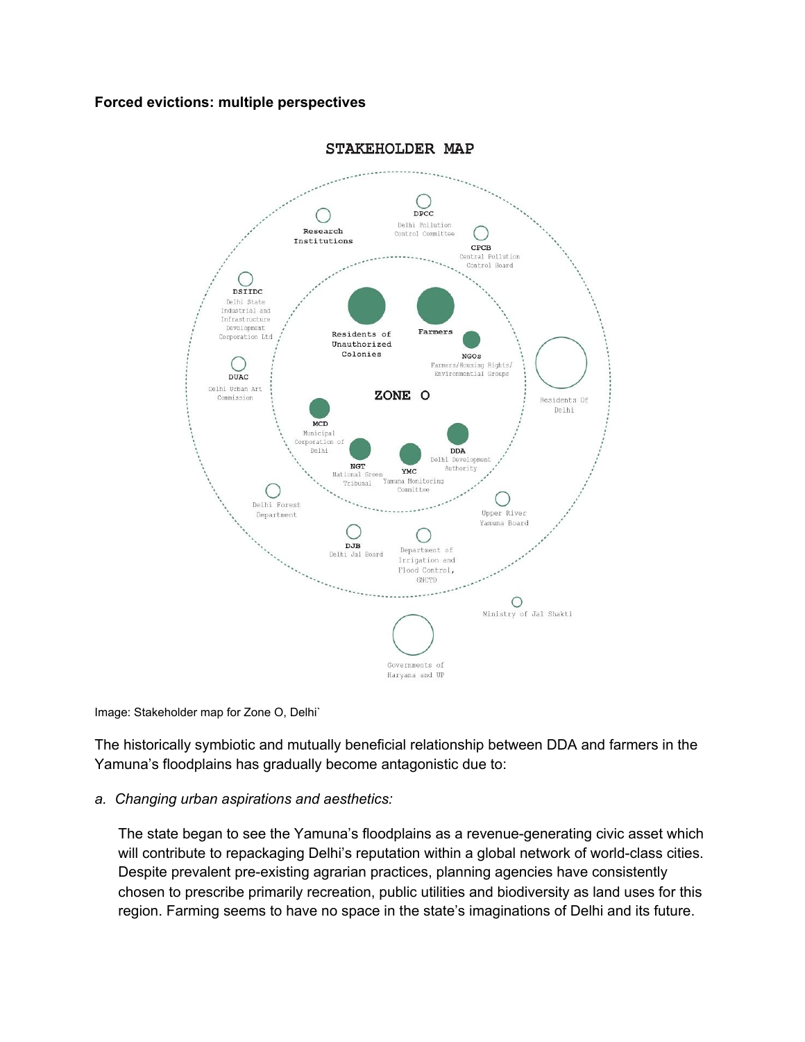**Forced evictions: multiple perspectives**

Image: Stakeholder map for Zone O, Delhi`

The historically symbiotic and mutually beneficial relationship between DDA and farmers in the Yamuna's floodplains has gradually become antagonistic due to:

*a. Changing urban aspirations and aesthetics:*

The state began to see the Yamuna's floodplains as a revenue-generating civic asset which will contribute to repackaging Delhi's reputation within a global network of world-class cities. Despite prevalent pre-existing agrarian practices, planning agencies have consistently chosen to prescribe primarily recreation, public utilities and biodiversity as land uses for this region. Farming seems to have no space in the state's imaginations of Delhi and its future.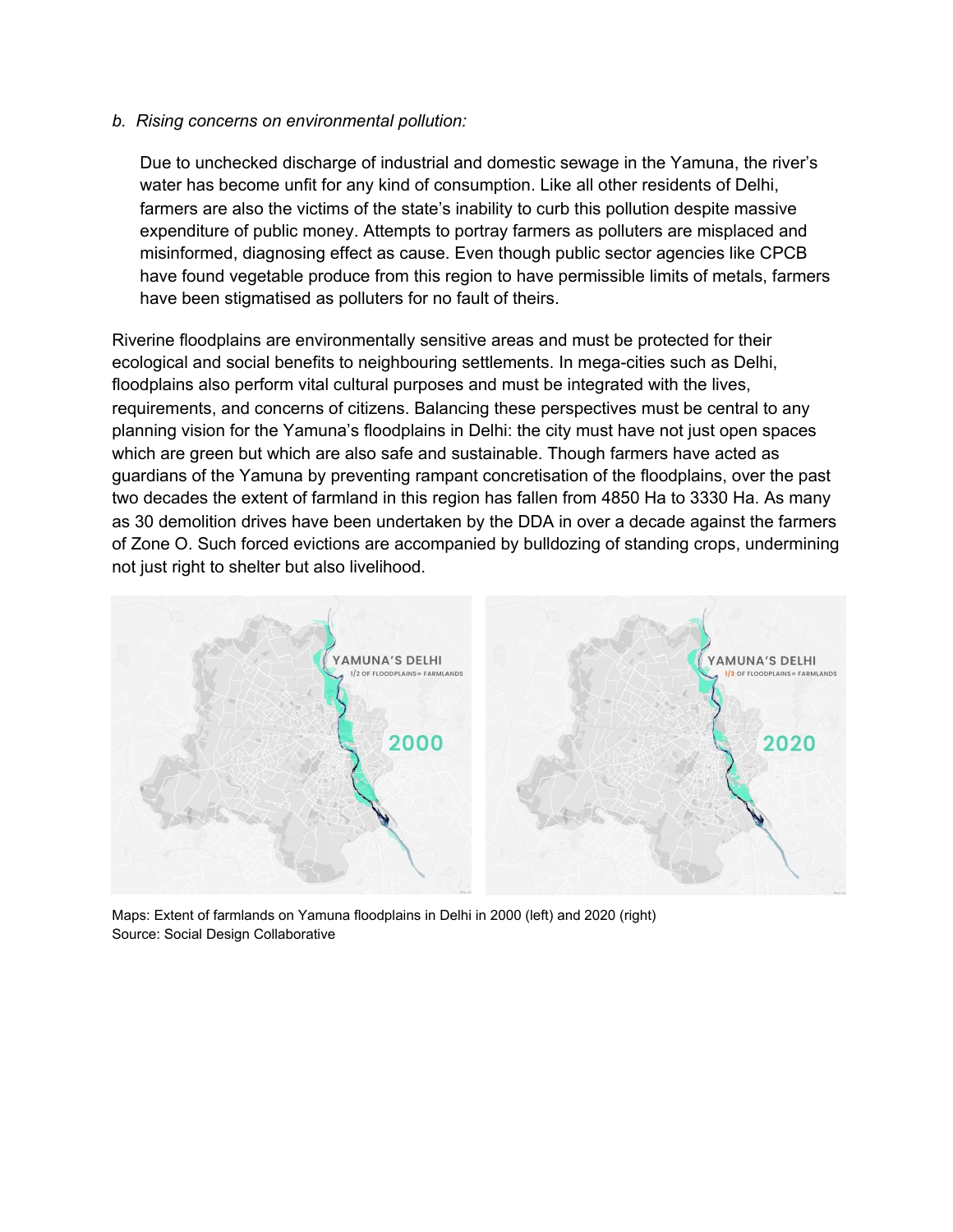*b. Rising concerns on environmental pollution:*

Due to unchecked discharge of industrial and domestic sewage in the Yamuna, the river's water has become unfit for any kind of consumption. Like all other residents of Delhi, farmers are also the victims of the state's inability to curb this pollution despite massive expenditure of public money. Attempts to portray farmers as polluters are misplaced and misinformed, diagnosing effect as cause. Even though public sector agencies like CPCB have found vegetable produce from this region to have permissible limits of metals, farmers have been stigmatised as polluters for no fault of theirs.

Riverine floodplains are environmentally sensitive areas and must be protected for their ecological and social benefits to neighbouring settlements. In mega-cities such as Delhi, floodplains also perform vital cultural purposes and must be integrated with the lives, requirements, and concerns of citizens. Balancing these perspectives must be central to any planning vision for the Yamuna's floodplains in Delhi: the city must have not just open spaces which are green but which are also safe and sustainable. Though farmers have acted as guardians of the Yamuna by preventing rampant concretisation of the floodplains, over the past two decades the extent of farmland in this region has fallen from 4850 Ha to 3330 Ha. As many as 30 demolition drives have been undertaken by the DDA in over a decade against the farmers of Zone O. Such forced evictions are accompanied by bulldozing of standing crops, undermining not just right to shelter but also livelihood.

Maps: Extent of farmlands on Yamuna floodplains in Delhi in 2000 (left) and 2020 (right)
Source: Social Design Collaborative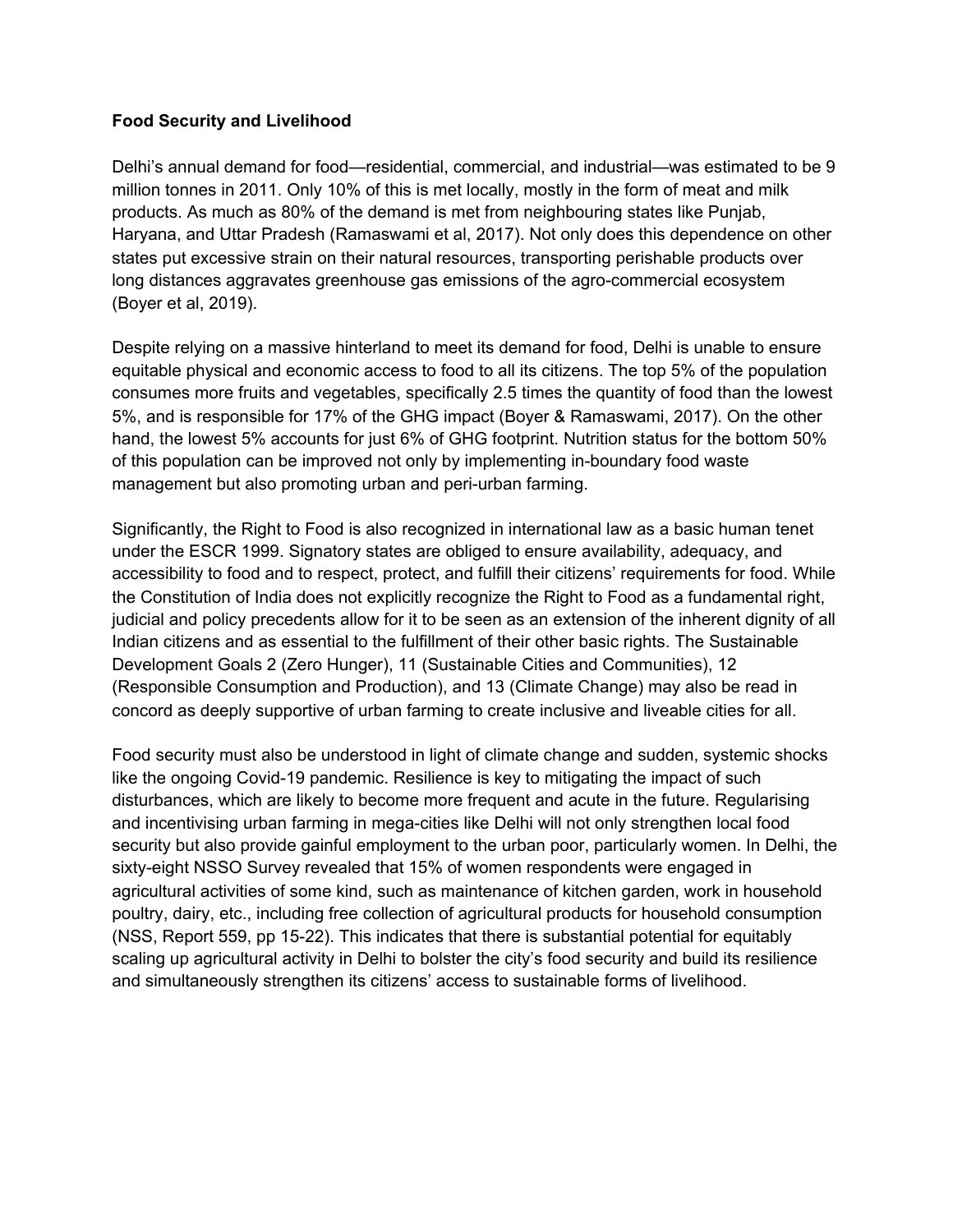**Food Security and Livelihood**

Delhi's annual demand for food—residential, commercial, and industrial—was estimated to be 9 million tonnes in 2011. Only 10% of this is met locally, mostly in the form of meat and milk products. As much as 80% of the demand is met from neighbouring states like Punjab, Haryana, and Uttar Pradesh (Ramaswami et al, 2017). Not only does this dependence on other states put excessive strain on their natural resources, transporting perishable products over long distances aggravates greenhouse gas emissions of the agro-commercial ecosystem (Boyer et al, 2019).

Despite relying on a massive hinterland to meet its demand for food, Delhi is unable to ensure equitable physical and economic access to food to all its citizens. The top 5% of the population consumes more fruits and vegetables, specifically 2.5 times the quantity of food than the lowest 5%, and is responsible for 17% of the GHG impact (Boyer & Ramaswami, 2017). On the other hand, the lowest 5% accounts for just 6% of GHG footprint. Nutrition status for the bottom 50% of this population can be improved not only by implementing in-boundary food waste management but also promoting urban and peri-urban farming.

Significantly, the Right to Food is also recognized in international law as a basic human tenet under the ESCR 1999. Signatory states are obliged to ensure availability, adequacy, and accessibility to food and to respect, protect, and fulfill their citizens' requirements for food. While the Constitution of India does not explicitly recognize the Right to Food as a fundamental right, judicial and policy precedents allow for it to be seen as an extension of the inherent dignity of all Indian citizens and as essential to the fulfillment of their other basic rights. The Sustainable Development Goals 2 (Zero Hunger), 11 (Sustainable Cities and Communities), 12 (Responsible Consumption and Production), and 13 (Climate Change) may also be read in concord as deeply supportive of urban farming to create inclusive and liveable cities for all.

Food security must also be understood in light of climate change and sudden, systemic shocks like the ongoing Covid-19 pandemic. Resilience is key to mitigating the impact of such disturbances, which are likely to become more frequent and acute in the future. Regularising and incentivising urban farming in mega-cities like Delhi will not only strengthen local food security but also provide gainful employment to the urban poor, particularly women. In Delhi, the sixty-eight NSSO Survey revealed that 15% of women respondents were engaged in agricultural activities of some kind, such as maintenance of kitchen garden, work in household poultry, dairy, etc., including free collection of agricultural products for household consumption (NSS, Report 559, pp 15-22). This indicates that there is substantial potential for equitably scaling up agricultural activity in Delhi to bolster the city's food security and build its resilience and simultaneously strengthen its citizens' access to sustainable forms of livelihood.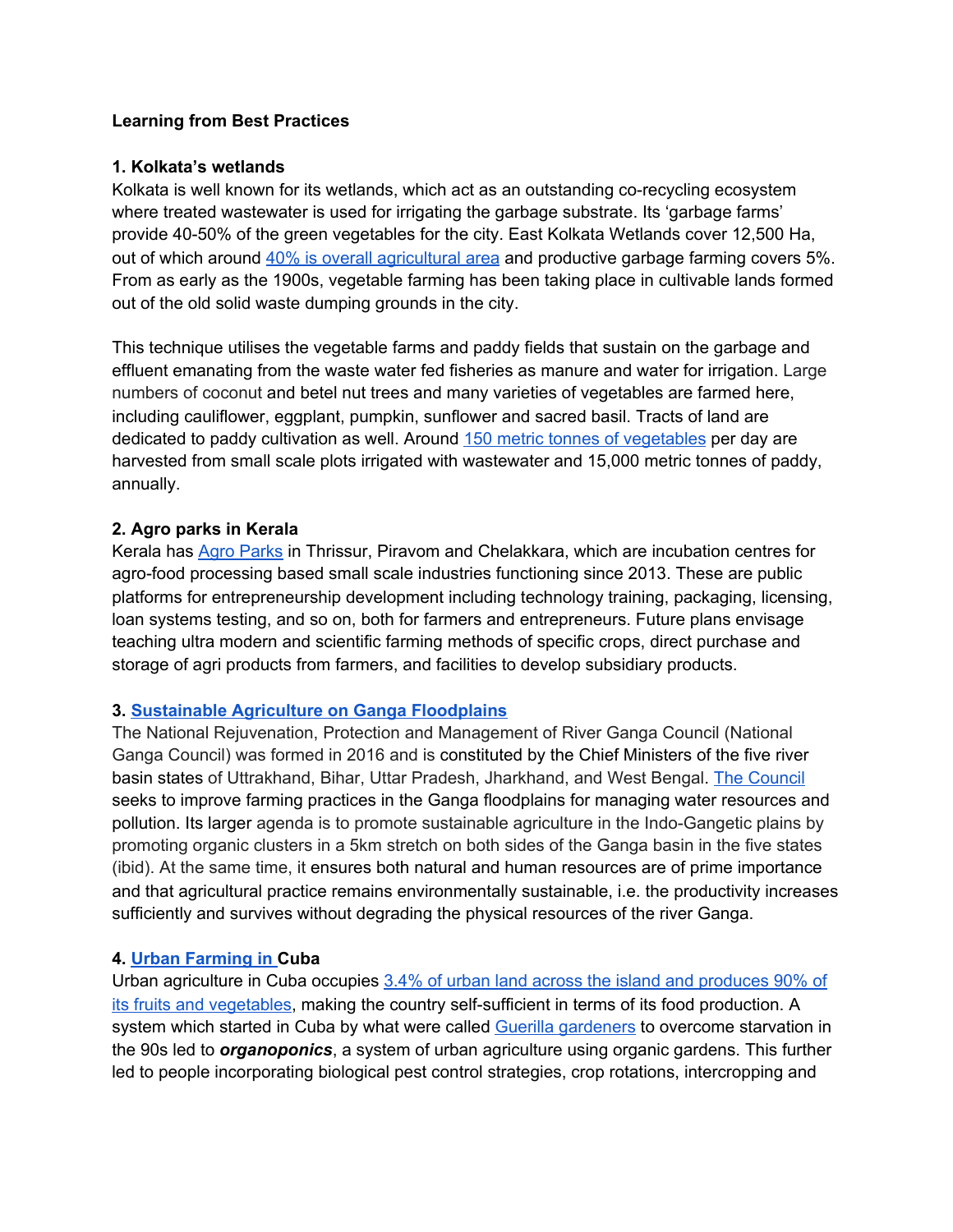**Learning from Best Practices**

**1. Kolkata's wetlands**

Kolkata is well known for its wetlands, which act as an outstanding co-recycling ecosystem where treated wastewater is used for irrigating the garbage substrate. Its 'garbage farms' provide 40-50% of the green vegetables for the city. East Kolkata Wetlands cover 12,500 Ha, out of which around 40% is overall agricultural area and productive garbage farming covers 5%. From as early as the 1900s, vegetable farming has been taking place in cultivable lands formed out of the old solid waste dumping grounds in the city.

This technique utilises the vegetable farms and paddy fields that sustain on the garbage and effluent emanating from the waste water fed fisheries as manure and water for irrigation. Large numbers of coconut and betel nut trees and many varieties of vegetables are farmed here, including cauliflower, eggplant, pumpkin, sunflower and sacred basil. Tracts of land are dedicated to paddy cultivation as well. Around 150 metric tonnes of vegetables per day are harvested from small scale plots irrigated with wastewater and 15,000 metric tonnes of paddy, annually.

**2. Agro parks in Kerala**

Kerala has Agro Parks in Thrissur, Piravom and Chelakkara, which are incubation centres for agro-food processing based small scale industries functioning since 2013. These are public platforms for entrepreneurship development including technology training, packaging, licensing, loan systems testing, and so on, both for farmers and entrepreneurs. Future plans envisage teaching ultra modern and scientific farming methods of specific crops, direct purchase and storage of agri products from farmers, and facilities to develop subsidiary products.

**3. Sustainable Agriculture on Ganga Floodplains**

The National Rejuvenation, Protection and Management of River Ganga Council (National Ganga Council) was formed in 2016 and is constituted by the Chief Ministers of the five river basin states of Uttrakhand, Bihar, Uttar Pradesh, Jharkhand, and West Bengal. The Council seeks to improve farming practices in the Ganga floodplains for managing water resources and pollution. Its larger agenda is to promote sustainable agriculture in the Indo-Gangetic plains by promoting organic clusters in a 5km stretch on both sides of the Ganga basin in the five states (ibid). At the same time, it ensures both natural and human resources are of prime importance and that agricultural practice remains environmentally sustainable, i.e. the productivity increases sufficiently and survives without degrading the physical resources of the river Ganga.

**4. Urban Farming in Cuba**

Urban agriculture in Cuba occupies 3.4% of urban land across the island and produces 90% of its fruits and vegetables, making the country self-sufficient in terms of its food production. A system which started in Cuba by what were called Guerilla gardeners to overcome starvation in the 90s led to ***organoponics***, a system of urban agriculture using organic gardens. This further led to people incorporating biological pest control strategies, crop rotations, intercropping and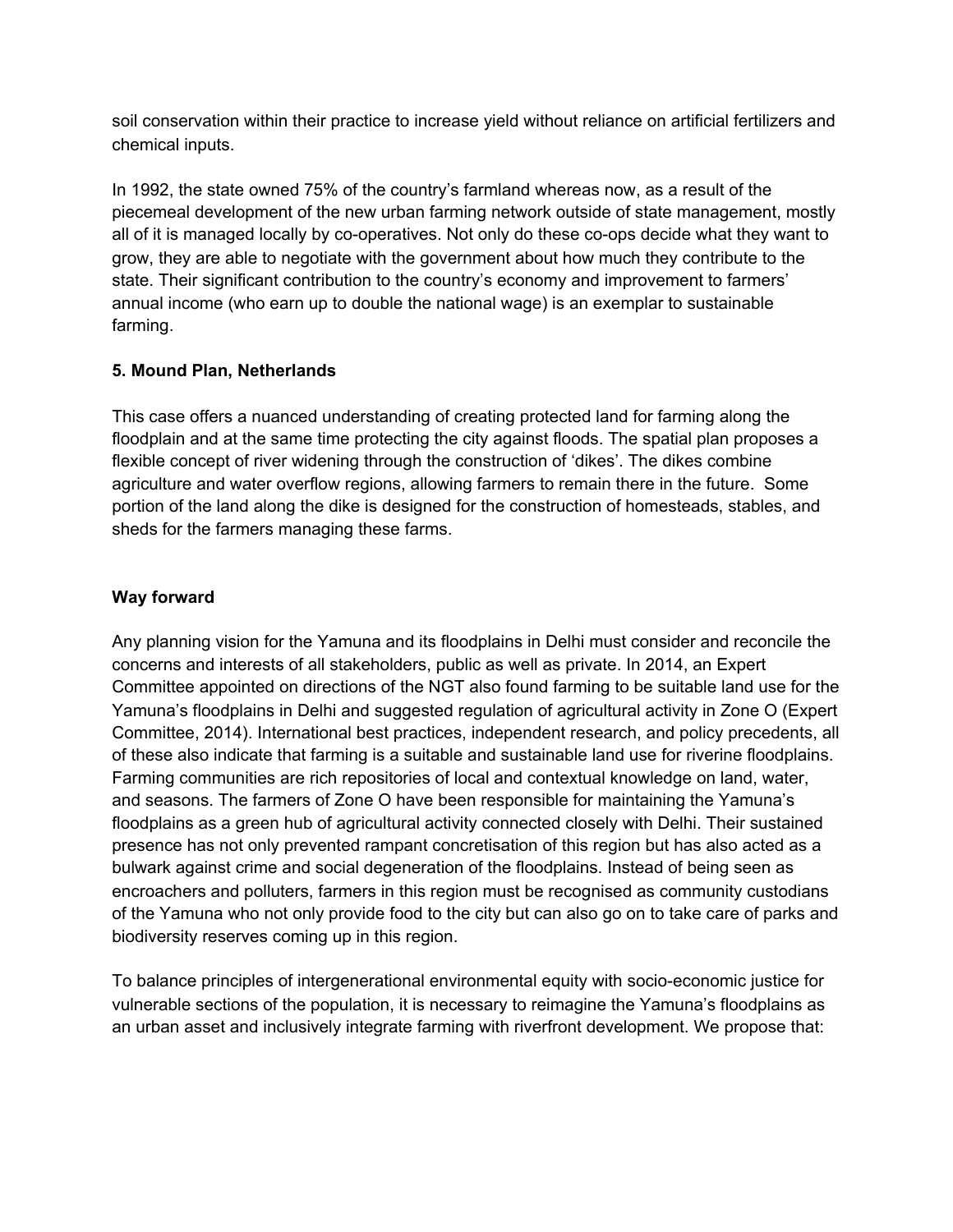soil conservation within their practice to increase yield without reliance on artificial fertilizers and chemical inputs.

In 1992, the state owned 75% of the country's farmland whereas now, as a result of the piecemeal development of the new urban farming network outside of state management, mostly all of it is managed locally by co-operatives. Not only do these co-ops decide what they want to grow, they are able to negotiate with the government about how much they contribute to the state. Their significant contribution to the country's economy and improvement to farmers' annual income (who earn up to double the national wage) is an exemplar to sustainable farming.

**5. Mound Plan, Netherlands**

This case offers a nuanced understanding of creating protected land for farming along the floodplain and at the same time protecting the city against floods. The spatial plan proposes a flexible concept of river widening through the construction of 'dikes'. The dikes combine agriculture and water overflow regions, allowing farmers to remain there in the future. Some portion of the land along the dike is designed for the construction of homesteads, stables, and sheds for the farmers managing these farms.

**Way forward**

Any planning vision for the Yamuna and its floodplains in Delhi must consider and reconcile the concerns and interests of all stakeholders, public as well as private. In 2014, an Expert Committee appointed on directions of the NGT also found farming to be suitable land use for the Yamuna's floodplains in Delhi and suggested regulation of agricultural activity in Zone O (Expert Committee, 2014). International best practices, independent research, and policy precedents, all of these also indicate that farming is a suitable and sustainable land use for riverine floodplains. Farming communities are rich repositories of local and contextual knowledge on land, water, and seasons. The farmers of Zone O have been responsible for maintaining the Yamuna's floodplains as a green hub of agricultural activity connected closely with Delhi. Their sustained presence has not only prevented rampant concretisation of this region but has also acted as a bulwark against crime and social degeneration of the floodplains. Instead of being seen as encroachers and polluters, farmers in this region must be recognised as community custodians of the Yamuna who not only provide food to the city but can also go on to take care of parks and biodiversity reserves coming up in this region.

To balance principles of intergenerational environmental equity with socio-economic justice for vulnerable sections of the population, it is necessary to reimagine the Yamuna's floodplains as an urban asset and inclusively integrate farming with riverfront development. We propose that: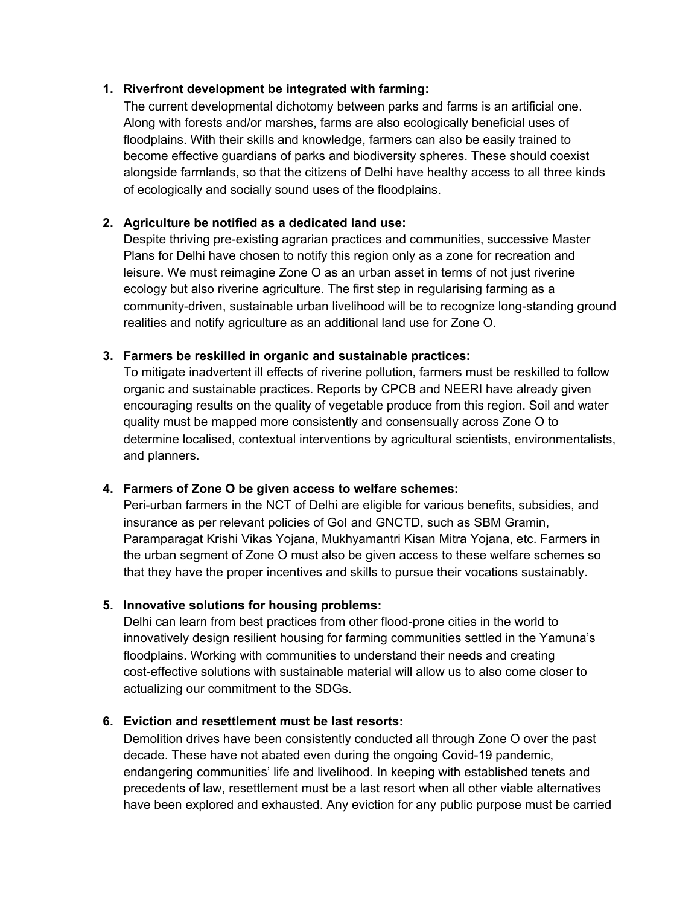1. **Riverfront development be integrated with farming:**
   The current developmental dichotomy between parks and farms is an artificial one. Along with forests and/or marshes, farms are also ecologically beneficial uses of floodplains. With their skills and knowledge, farmers can also be easily trained to become effective guardians of parks and biodiversity spheres. These should coexist alongside farmlands, so that the citizens of Delhi have healthy access to all three kinds of ecologically and socially sound uses of the floodplains.

2. **Agriculture be notified as a dedicated land use:**
   Despite thriving pre-existing agrarian practices and communities, successive Master Plans for Delhi have chosen to notify this region only as a zone for recreation and leisure. We must reimagine Zone O as an urban asset in terms of not just riverine ecology but also riverine agriculture. The first step in regularising farming as a community-driven, sustainable urban livelihood will be to recognize long-standing ground realities and notify agriculture as an additional land use for Zone O.

3. **Farmers be reskilled in organic and sustainable practices:**
   To mitigate inadvertent ill effects of riverine pollution, farmers must be reskilled to follow organic and sustainable practices. Reports by CPCB and NEERI have already given encouraging results on the quality of vegetable produce from this region. Soil and water quality must be mapped more consistently and consensually across Zone O to determine localised, contextual interventions by agricultural scientists, environmentalists, and planners.

4. **Farmers of Zone O be given access to welfare schemes:**
   Peri-urban farmers in the NCT of Delhi are eligible for various benefits, subsidies, and insurance as per relevant policies of GoI and GNCTD, such as SBM Gramin, Paramparagat Krishi Vikas Yojana, Mukhyamantri Kisan Mitra Yojana, etc. Farmers in the urban segment of Zone O must also be given access to these welfare schemes so that they have the proper incentives and skills to pursue their vocations sustainably.

5. **Innovative solutions for housing problems:**
   Delhi can learn from best practices from other flood-prone cities in the world to innovatively design resilient housing for farming communities settled in the Yamuna's floodplains. Working with communities to understand their needs and creating cost-effective solutions with sustainable material will allow us to also come closer to actualizing our commitment to the SDGs.

6. **Eviction and resettlement must be last resorts:**
   Demolition drives have been consistently conducted all through Zone O over the past decade. These have not abated even during the ongoing Covid-19 pandemic, endangering communities' life and livelihood. In keeping with established tenets and precedents of law, resettlement must be a last resort when all other viable alternatives have been explored and exhausted. Any eviction for any public purpose must be carried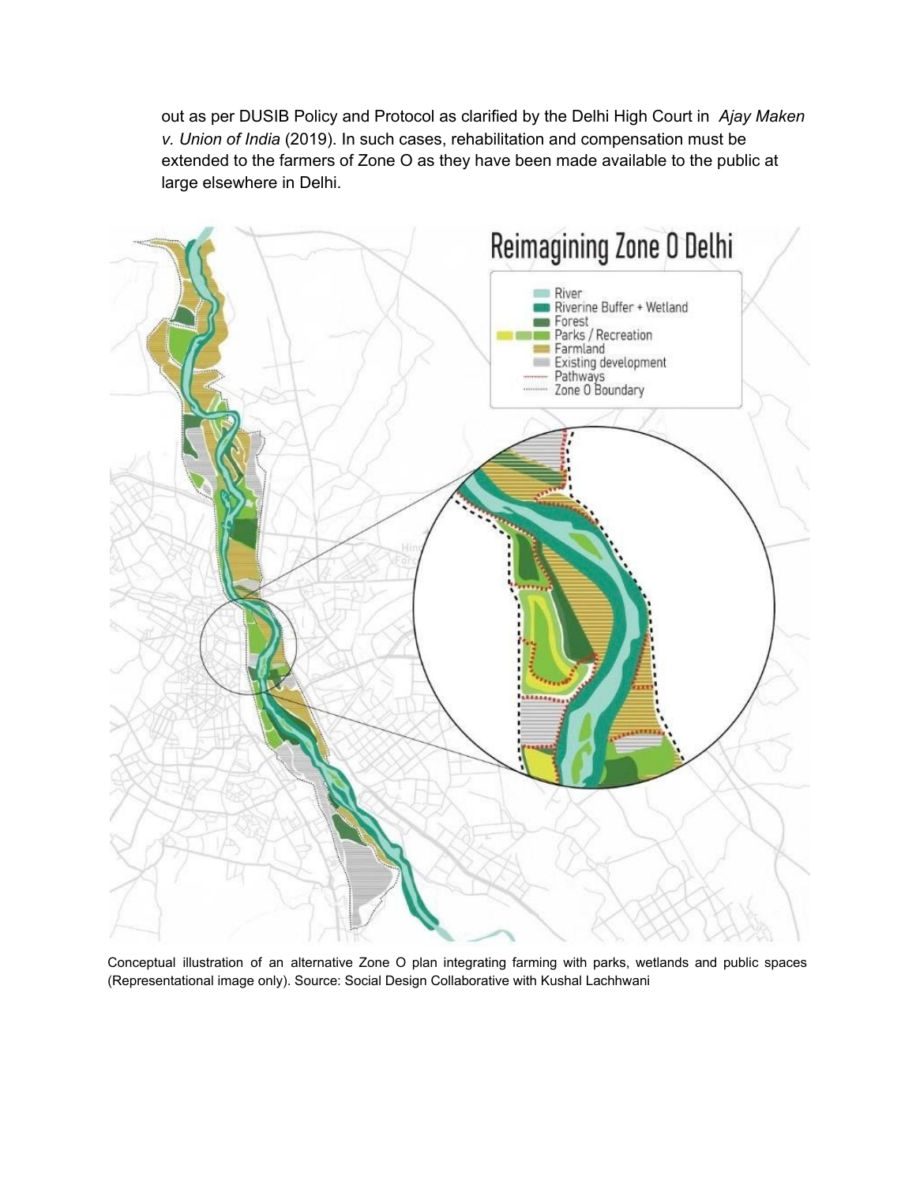out as per DUSIB Policy and Protocol as clarified by the Delhi High Court in *Ajay Maken v. Union of India* (2019). In such cases, rehabilitation and compensation must be extended to the farmers of Zone O as they have been made available to the public at large elsewhere in Delhi.

Conceptual illustration of an alternative Zone O plan integrating farming with parks, wetlands and public spaces (Representational image only). Source: Social Design Collaborative with Kushal Lachhwani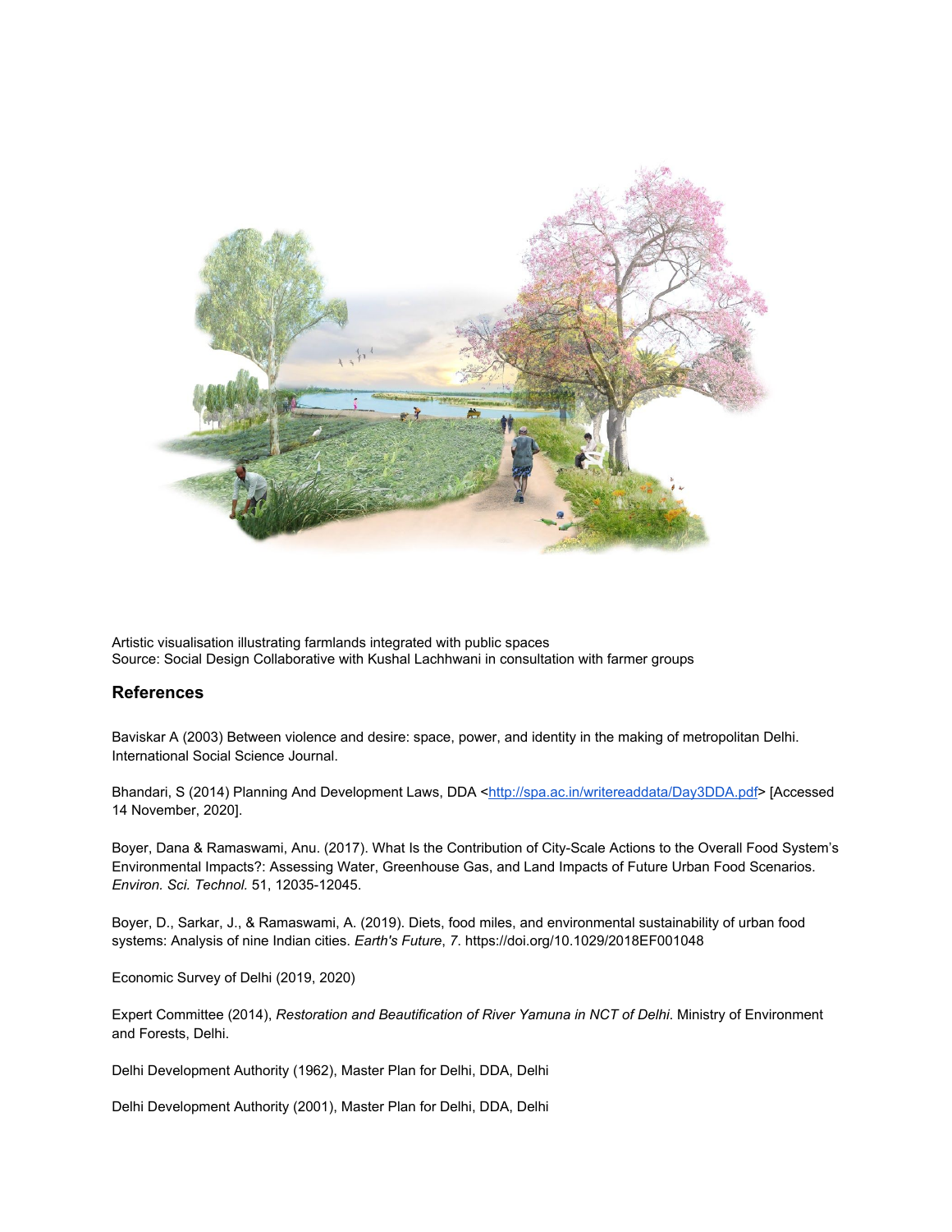Artistic visualisation illustrating farmlands integrated with public spaces
Source: Social Design Collaborative with Kushal Lachhwani in consultation with farmer groups

## References

Baviskar A (2003) Between violence and desire: space, power, and identity in the making of metropolitan Delhi. International Social Science Journal.

Bhandari, S (2014) Planning And Development Laws, DDA <http://spa.ac.in/writereaddata/Day3DDA.pdf> [Accessed 14 November, 2020].

Boyer, Dana & Ramaswami, Anu. (2017). What Is the Contribution of City-Scale Actions to the Overall Food System's Environmental Impacts?: Assessing Water, Greenhouse Gas, and Land Impacts of Future Urban Food Scenarios. *Environ. Sci. Technol.* 51, 12035-12045.

Boyer, D., Sarkar, J., & Ramaswami, A. (2019). Diets, food miles, and environmental sustainability of urban food systems: Analysis of nine Indian cities. *Earth's Future*, *7*. https://doi.org/10.1029/2018EF001048

Economic Survey of Delhi (2019, 2020)

Expert Committee (2014), *Restoration and Beautification of River Yamuna in NCT of Delhi*. Ministry of Environment and Forests, Delhi.

Delhi Development Authority (1962), Master Plan for Delhi, DDA, Delhi

Delhi Development Authority (2001), Master Plan for Delhi, DDA, Delhi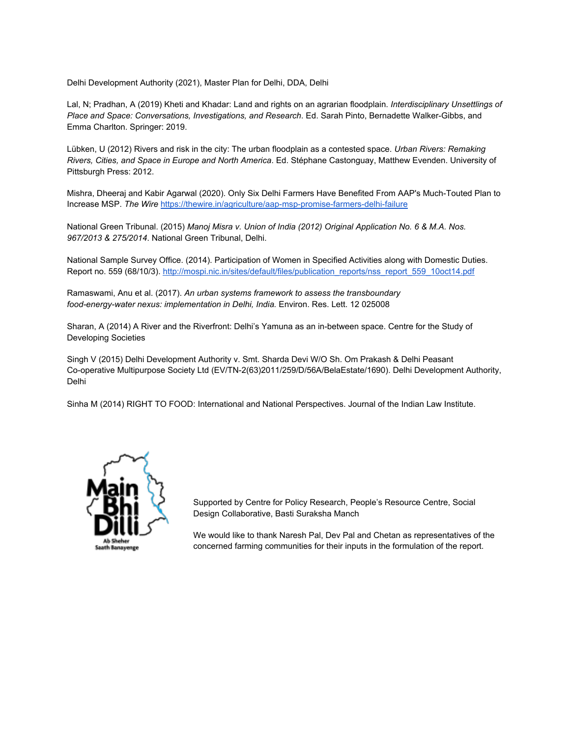Delhi Development Authority (2021), Master Plan for Delhi, DDA, Delhi

Lal, N; Pradhan, A (2019) Kheti and Khadar: Land and rights on an agrarian floodplain. *Interdisciplinary Unsettlings of Place and Space: Conversations, Investigations, and Research*. Ed. Sarah Pinto, Bernadette Walker-Gibbs, and Emma Charlton. Springer: 2019.

Lübken, U (2012) Rivers and risk in the city: The urban floodplain as a contested space. *Urban Rivers: Remaking Rivers, Cities, and Space in Europe and North America*. Ed. Stéphane Castonguay, Matthew Evenden. University of Pittsburgh Press: 2012.

Mishra, Dheeraj and Kabir Agarwal (2020). Only Six Delhi Farmers Have Benefited From AAP's Much-Touted Plan to Increase MSP. *The Wire* https://thewire.in/agriculture/aap-msp-promise-farmers-delhi-failure

National Green Tribunal. (2015) *Manoj Misra v. Union of India (2012) Original Application No. 6 & M.A. Nos. 967/2013 & 275/2014*. National Green Tribunal, Delhi.

National Sample Survey Office. (2014). Participation of Women in Specified Activities along with Domestic Duties. Report no. 559 (68/10/3). http://mospi.nic.in/sites/default/files/publication_reports/nss_report_559_10oct14.pdf

Ramaswami, Anu et al. (2017). *An urban systems framework to assess the transboundary food-energy-water nexus: implementation in Delhi, India.* Environ. Res. Lett. 12 025008

Sharan, A (2014) A River and the Riverfront: Delhi's Yamuna as an in-between space. Centre for the Study of Developing Societies

Singh V (2015) Delhi Development Authority v. Smt. Sharda Devi W/O Sh. Om Prakash & Delhi Peasant Co-operative Multipurpose Society Ltd (EV/TN-2(63)2011/259/D/56A/BelaEstate/1690). Delhi Development Authority, Delhi

Sinha M (2014) RIGHT TO FOOD: International and National Perspectives. Journal of the Indian Law Institute.

Main Bhi Dilli
Ab Sheher Saath Banayenge

Supported by Centre for Policy Research, People's Resource Centre, Social Design Collaborative, Basti Suraksha Manch

We would like to thank Naresh Pal, Dev Pal and Chetan as representatives of the concerned farming communities for their inputs in the formulation of the report.